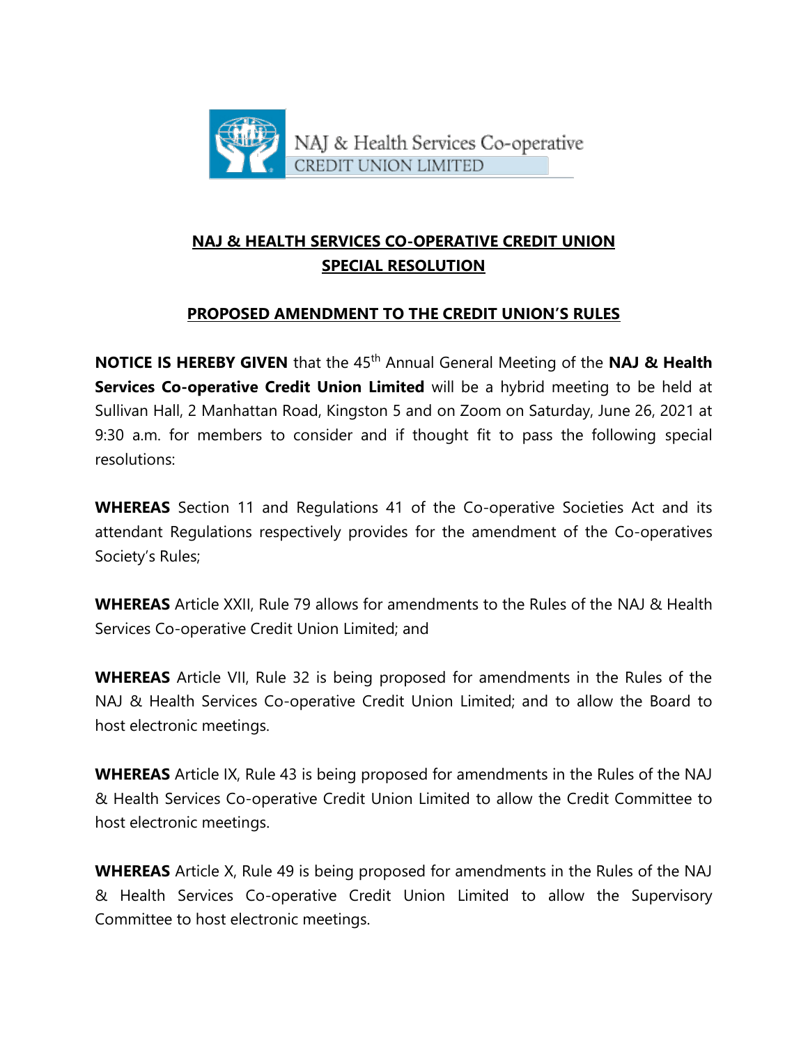NAJ & Health Services Co-operative
CREDIT UNION LIMITED

# NAJ & HEALTH SERVICES CO-OPERATIVE CREDIT UNION SPECIAL RESOLUTION

## PROPOSED AMENDMENT TO THE CREDIT UNION'S RULES

**NOTICE IS HEREBY GIVEN** that the 45th Annual General Meeting of the **NAJ & Health Services Co-operative Credit Union Limited** will be a hybrid meeting to be held at Sullivan Hall, 2 Manhattan Road, Kingston 5 and on Zoom on Saturday, June 26, 2021 at 9:30 a.m. for members to consider and if thought fit to pass the following special resolutions:

**WHEREAS** Section 11 and Regulations 41 of the Co-operative Societies Act and its attendant Regulations respectively provides for the amendment of the Co-operatives Society's Rules;

**WHEREAS** Article XXII, Rule 79 allows for amendments to the Rules of the NAJ & Health Services Co-operative Credit Union Limited; and

**WHEREAS** Article VII, Rule 32 is being proposed for amendments in the Rules of the NAJ & Health Services Co-operative Credit Union Limited; and to allow the Board to host electronic meetings.

**WHEREAS** Article IX, Rule 43 is being proposed for amendments in the Rules of the NAJ & Health Services Co-operative Credit Union Limited to allow the Credit Committee to host electronic meetings.

**WHEREAS** Article X, Rule 49 is being proposed for amendments in the Rules of the NAJ & Health Services Co-operative Credit Union Limited to allow the Supervisory Committee to host electronic meetings.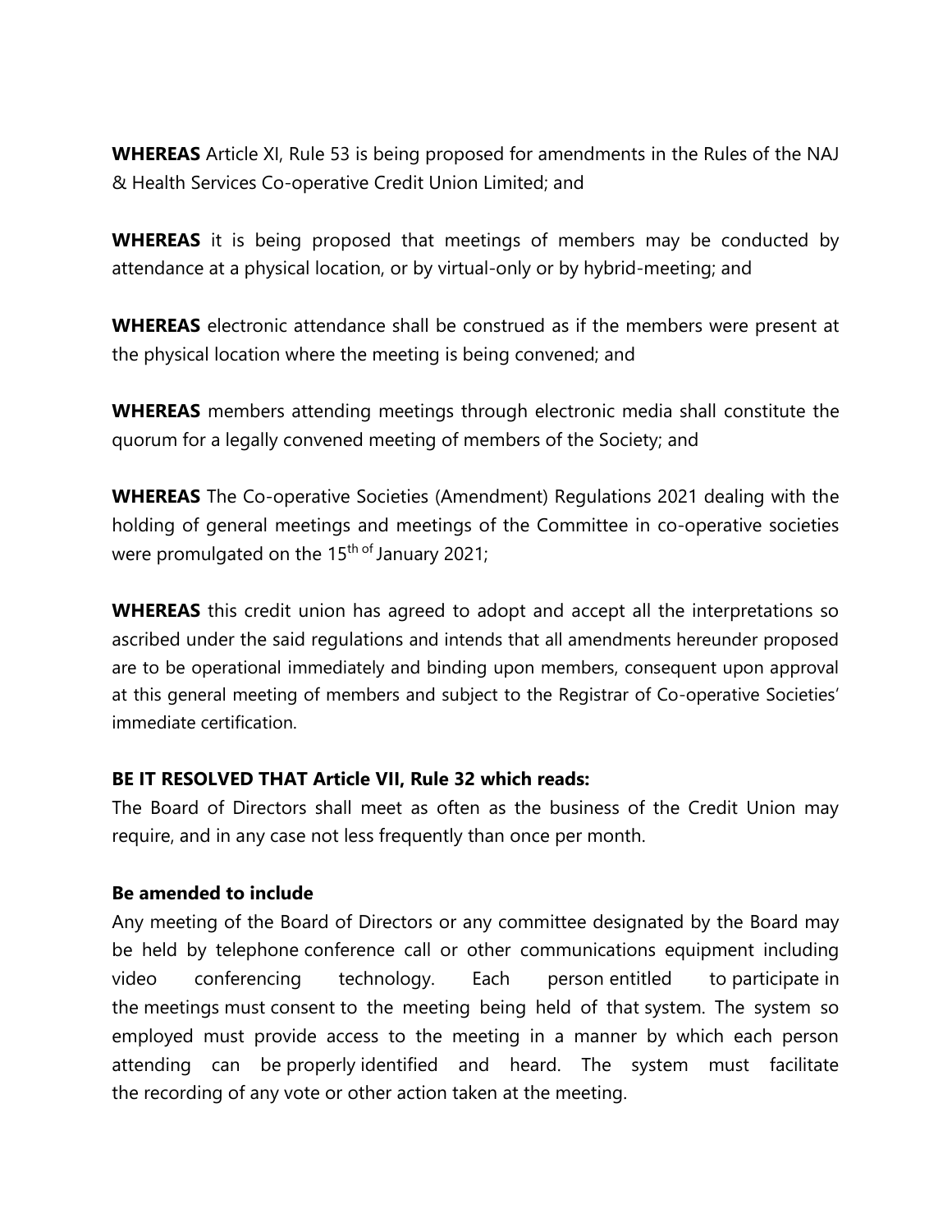**WHEREAS** Article XI, Rule 53 is being proposed for amendments in the Rules of the NAJ & Health Services Co-operative Credit Union Limited; and

**WHEREAS** it is being proposed that meetings of members may be conducted by attendance at a physical location, or by virtual-only or by hybrid-meeting; and

**WHEREAS** electronic attendance shall be construed as if the members were present at the physical location where the meeting is being convened; and

**WHEREAS** members attending meetings through electronic media shall constitute the quorum for a legally convened meeting of members of the Society; and

**WHEREAS** The Co-operative Societies (Amendment) Regulations 2021 dealing with the holding of general meetings and meetings of the Committee in co-operative societies were promulgated on the 15th of January 2021;

**WHEREAS** this credit union has agreed to adopt and accept all the interpretations so ascribed under the said regulations and intends that all amendments hereunder proposed are to be operational immediately and binding upon members, consequent upon approval at this general meeting of members and subject to the Registrar of Co-operative Societies' immediate certification.

**BE IT RESOLVED THAT Article VII, Rule 32 which reads:**

The Board of Directors shall meet as often as the business of the Credit Union may require, and in any case not less frequently than once per month.

**Be amended to include**

Any meeting of the Board of Directors or any committee designated by the Board may be held by telephone conference call or other communications equipment including video conferencing technology. Each person entitled to participate in the meetings must consent to the meeting being held of that system. The system so employed must provide access to the meeting in a manner by which each person attending can be properly identified and heard. The system must facilitate the recording of any vote or other action taken at the meeting.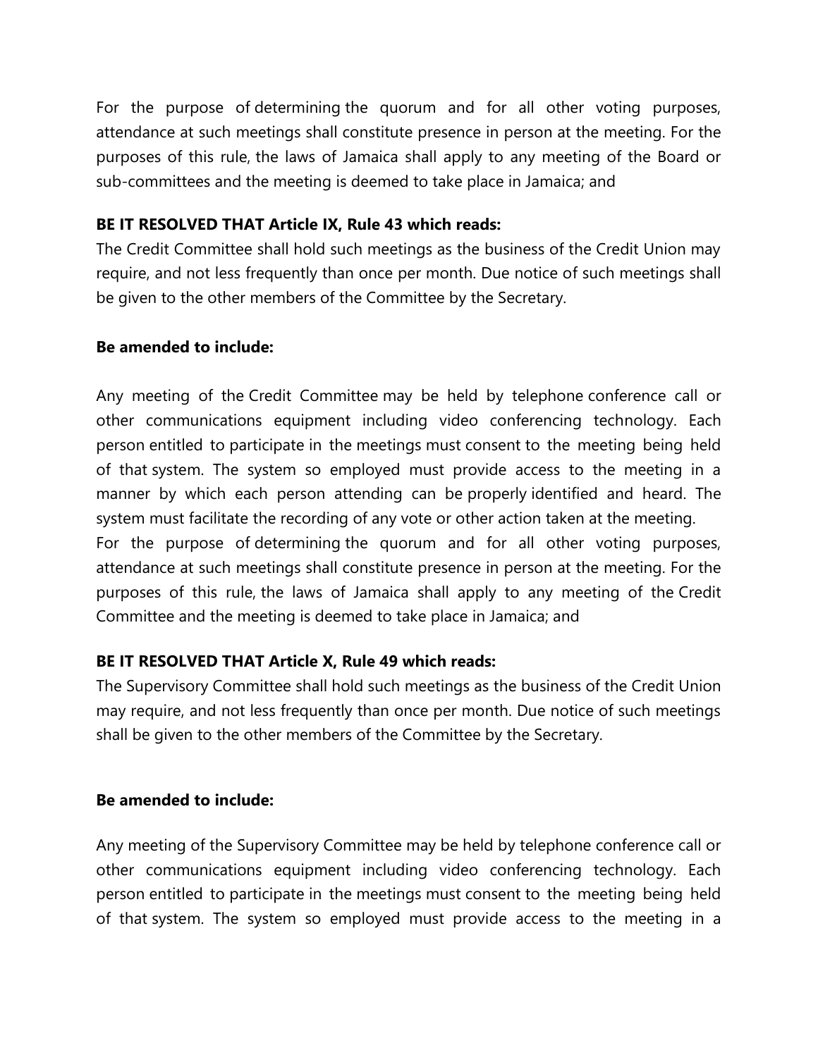For the purpose of determining the quorum and for all other voting purposes, attendance at such meetings shall constitute presence in person at the meeting. For the purposes of this rule, the laws of Jamaica shall apply to any meeting of the Board or sub-committees and the meeting is deemed to take place in Jamaica; and

**BE IT RESOLVED THAT Article IX, Rule 43 which reads:**
The Credit Committee shall hold such meetings as the business of the Credit Union may require, and not less frequently than once per month. Due notice of such meetings shall be given to the other members of the Committee by the Secretary.

**Be amended to include:**

Any meeting of the Credit Committee may be held by telephone conference call or other communications equipment including video conferencing technology. Each person entitled to participate in the meetings must consent to the meeting being held of that system. The system so employed must provide access to the meeting in a manner by which each person attending can be properly identified and heard. The system must facilitate the recording of any vote or other action taken at the meeting.
For the purpose of determining the quorum and for all other voting purposes, attendance at such meetings shall constitute presence in person at the meeting. For the purposes of this rule, the laws of Jamaica shall apply to any meeting of the Credit Committee and the meeting is deemed to take place in Jamaica; and

**BE IT RESOLVED THAT Article X, Rule 49 which reads:**
The Supervisory Committee shall hold such meetings as the business of the Credit Union may require, and not less frequently than once per month. Due notice of such meetings shall be given to the other members of the Committee by the Secretary.

**Be amended to include:**

Any meeting of the Supervisory Committee may be held by telephone conference call or other communications equipment including video conferencing technology. Each person entitled to participate in the meetings must consent to the meeting being held of that system. The system so employed must provide access to the meeting in a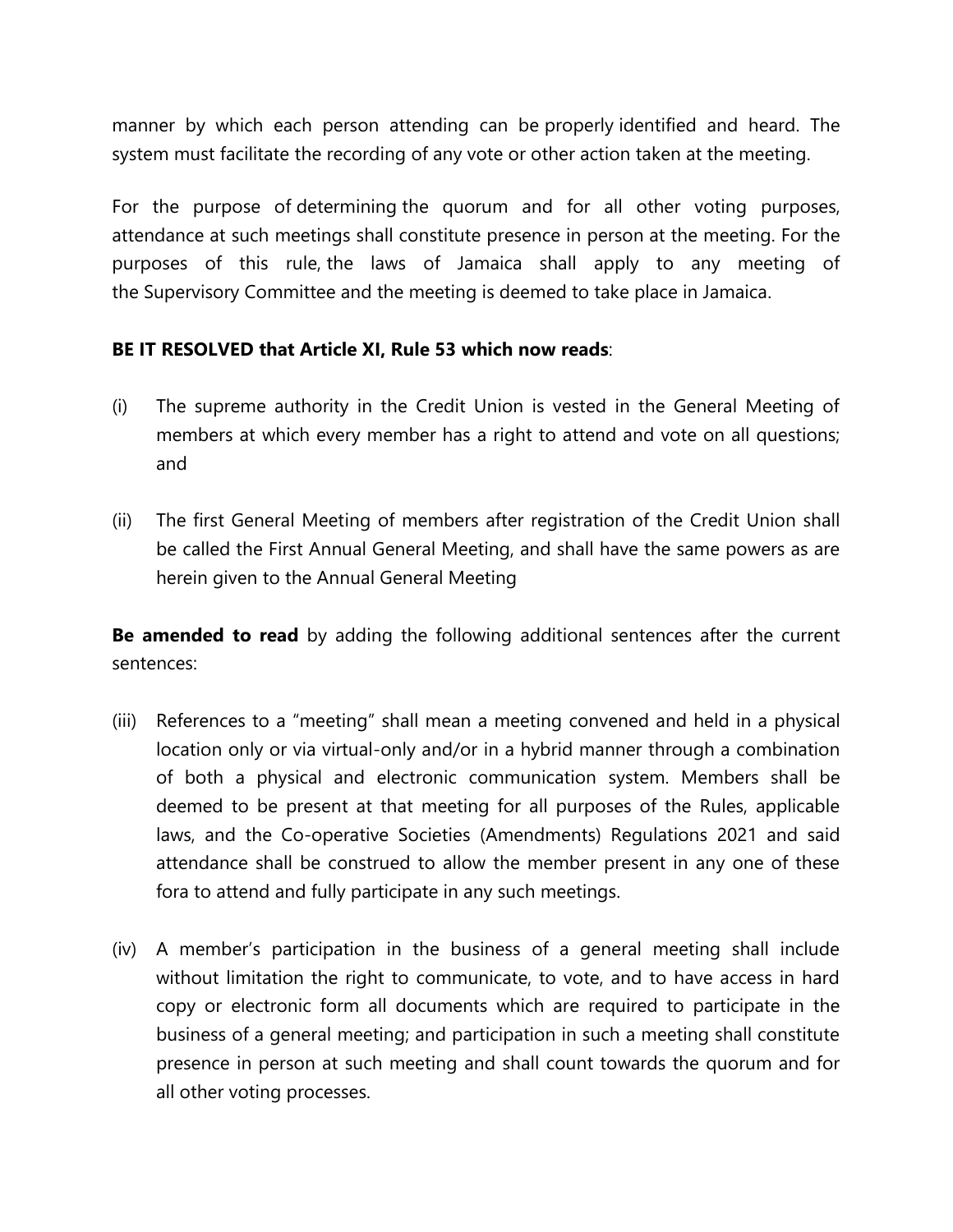manner by which each person attending can be properly identified and heard. The system must facilitate the recording of any vote or other action taken at the meeting.

For the purpose of determining the quorum and for all other voting purposes, attendance at such meetings shall constitute presence in person at the meeting. For the purposes of this rule, the laws of Jamaica shall apply to any meeting of the Supervisory Committee and the meeting is deemed to take place in Jamaica.

**BE IT RESOLVED that Article XI, Rule 53 which now reads**:

(i) The supreme authority in the Credit Union is vested in the General Meeting of members at which every member has a right to attend and vote on all questions; and

(ii) The first General Meeting of members after registration of the Credit Union shall be called the First Annual General Meeting, and shall have the same powers as are herein given to the Annual General Meeting

**Be amended to read** by adding the following additional sentences after the current sentences:

(iii) References to a "meeting" shall mean a meeting convened and held in a physical location only or via virtual-only and/or in a hybrid manner through a combination of both a physical and electronic communication system. Members shall be deemed to be present at that meeting for all purposes of the Rules, applicable laws, and the Co-operative Societies (Amendments) Regulations 2021 and said attendance shall be construed to allow the member present in any one of these fora to attend and fully participate in any such meetings.

(iv) A member's participation in the business of a general meeting shall include without limitation the right to communicate, to vote, and to have access in hard copy or electronic form all documents which are required to participate in the business of a general meeting; and participation in such a meeting shall constitute presence in person at such meeting and shall count towards the quorum and for all other voting processes.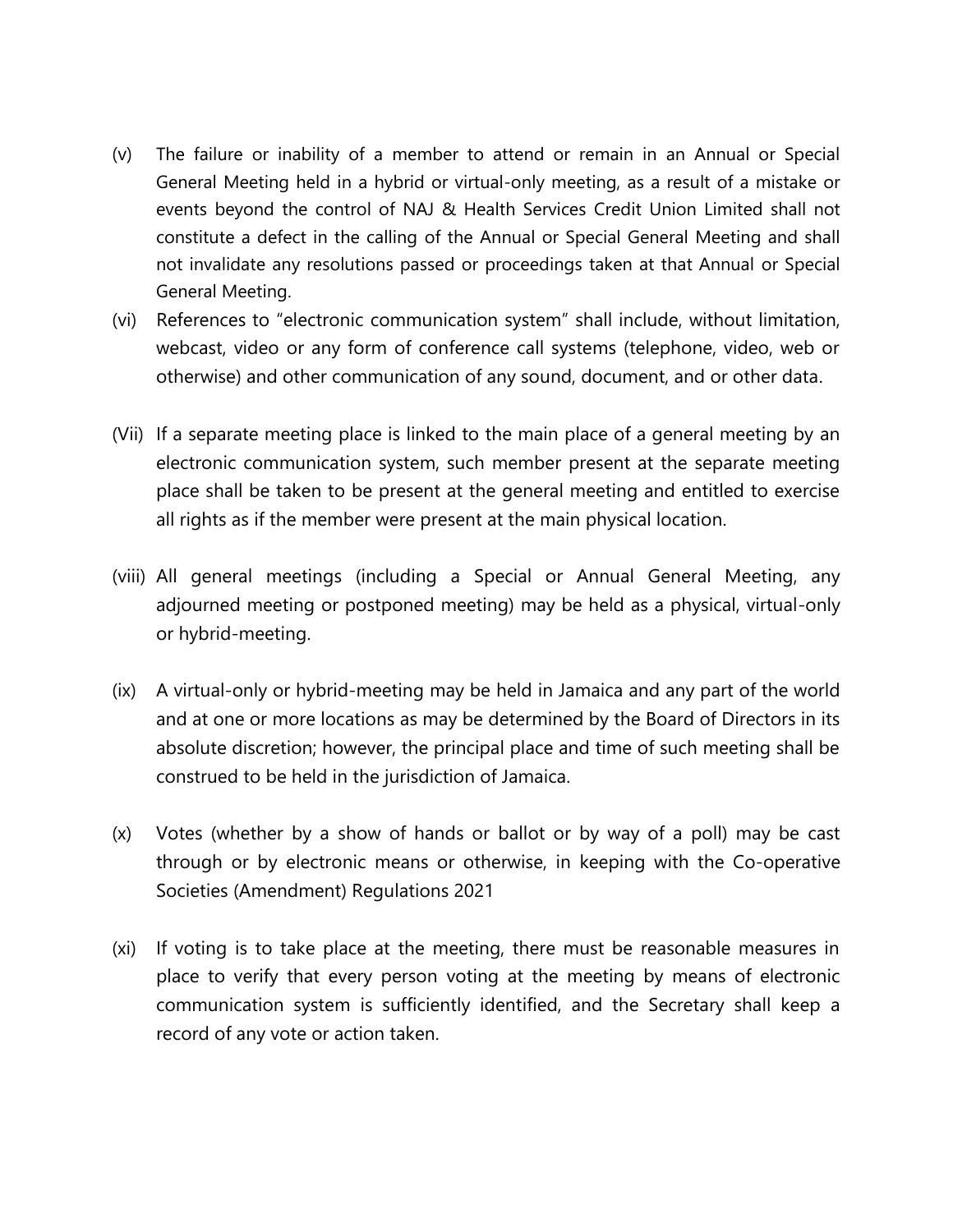(v) The failure or inability of a member to attend or remain in an Annual or Special General Meeting held in a hybrid or virtual-only meeting, as a result of a mistake or events beyond the control of NAJ & Health Services Credit Union Limited shall not constitute a defect in the calling of the Annual or Special General Meeting and shall not invalidate any resolutions passed or proceedings taken at that Annual or Special General Meeting.

(vi) References to "electronic communication system" shall include, without limitation, webcast, video or any form of conference call systems (telephone, video, web or otherwise) and other communication of any sound, document, and or other data.

(Vii) If a separate meeting place is linked to the main place of a general meeting by an electronic communication system, such member present at the separate meeting place shall be taken to be present at the general meeting and entitled to exercise all rights as if the member were present at the main physical location.

(viii) All general meetings (including a Special or Annual General Meeting, any adjourned meeting or postponed meeting) may be held as a physical, virtual-only or hybrid-meeting.

(ix) A virtual-only or hybrid-meeting may be held in Jamaica and any part of the world and at one or more locations as may be determined by the Board of Directors in its absolute discretion; however, the principal place and time of such meeting shall be construed to be held in the jurisdiction of Jamaica.

(x) Votes (whether by a show of hands or ballot or by way of a poll) may be cast through or by electronic means or otherwise, in keeping with the Co-operative Societies (Amendment) Regulations 2021

(xi) If voting is to take place at the meeting, there must be reasonable measures in place to verify that every person voting at the meeting by means of electronic communication system is sufficiently identified, and the Secretary shall keep a record of any vote or action taken.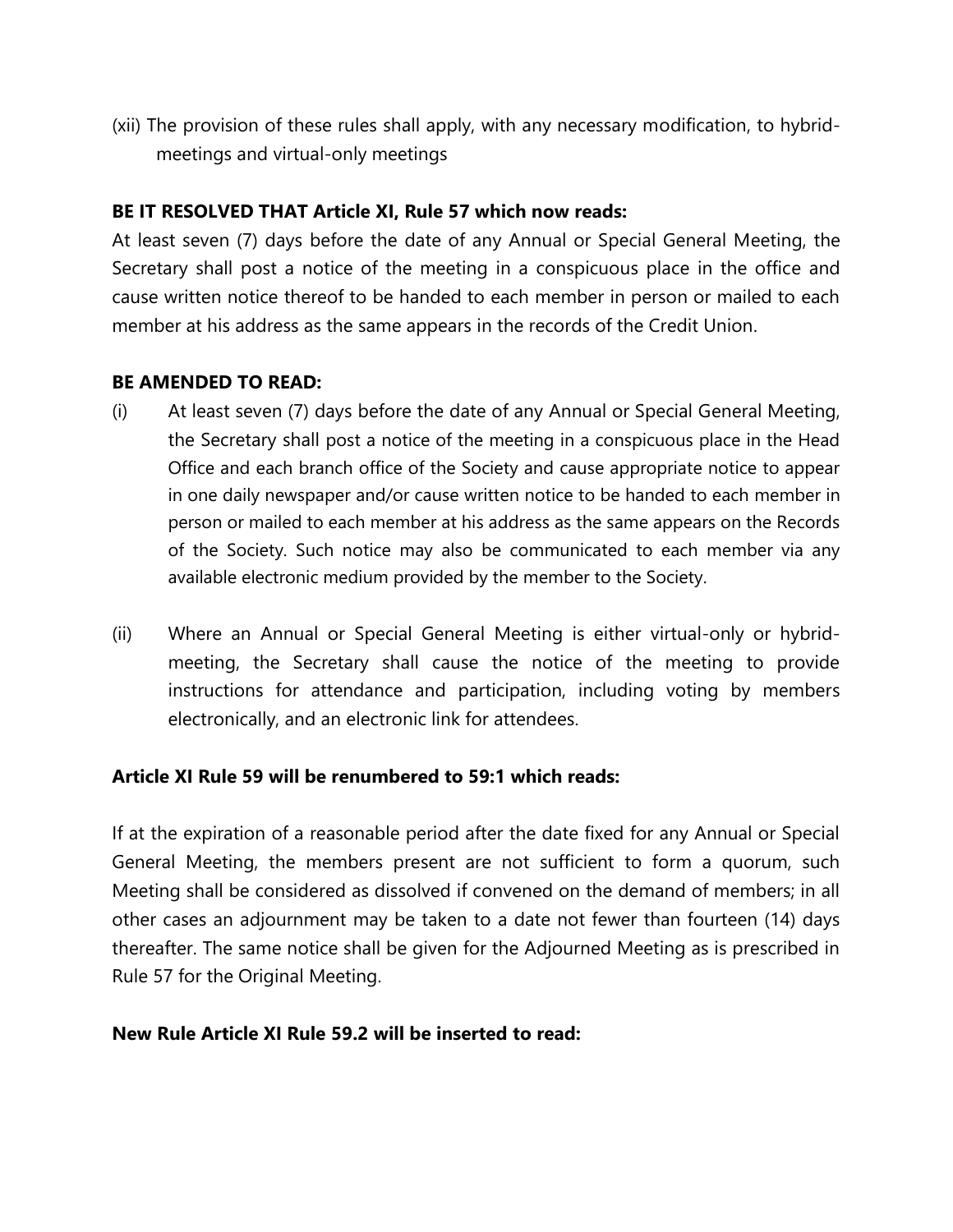(xii) The provision of these rules shall apply, with any necessary modification, to hybrid-meetings and virtual-only meetings

**BE IT RESOLVED THAT Article XI, Rule 57 which now reads:**

At least seven (7) days before the date of any Annual or Special General Meeting, the Secretary shall post a notice of the meeting in a conspicuous place in the office and cause written notice thereof to be handed to each member in person or mailed to each member at his address as the same appears in the records of the Credit Union.

**BE AMENDED TO READ:**

(i) At least seven (7) days before the date of any Annual or Special General Meeting, the Secretary shall post a notice of the meeting in a conspicuous place in the Head Office and each branch office of the Society and cause appropriate notice to appear in one daily newspaper and/or cause written notice to be handed to each member in person or mailed to each member at his address as the same appears on the Records of the Society. Such notice may also be communicated to each member via any available electronic medium provided by the member to the Society.

(ii) Where an Annual or Special General Meeting is either virtual-only or hybrid-meeting, the Secretary shall cause the notice of the meeting to provide instructions for attendance and participation, including voting by members electronically, and an electronic link for attendees.

**Article XI Rule 59 will be renumbered to 59:1 which reads:**

If at the expiration of a reasonable period after the date fixed for any Annual or Special General Meeting, the members present are not sufficient to form a quorum, such Meeting shall be considered as dissolved if convened on the demand of members; in all other cases an adjournment may be taken to a date not fewer than fourteen (14) days thereafter. The same notice shall be given for the Adjourned Meeting as is prescribed in Rule 57 for the Original Meeting.

**New Rule Article XI Rule 59.2 will be inserted to read:**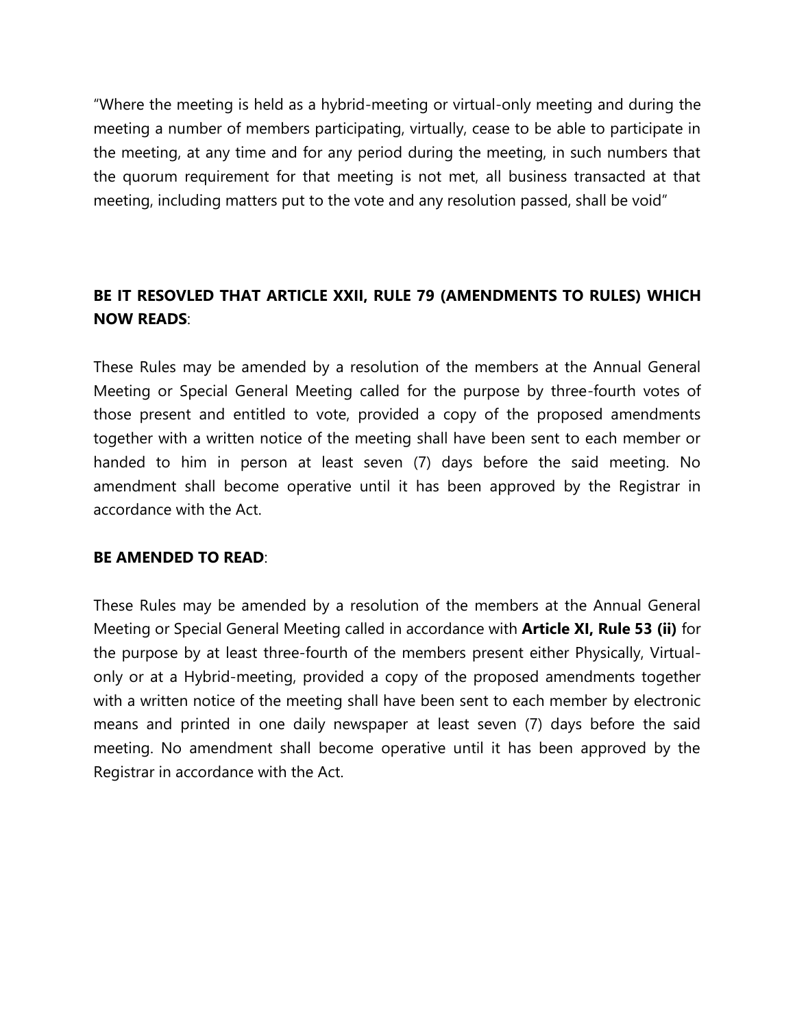"Where the meeting is held as a hybrid-meeting or virtual-only meeting and during the meeting a number of members participating, virtually, cease to be able to participate in the meeting, at any time and for any period during the meeting, in such numbers that the quorum requirement for that meeting is not met, all business transacted at that meeting, including matters put to the vote and any resolution passed, shall be void"

**BE IT RESOVLED THAT ARTICLE XXII, RULE 79 (AMENDMENTS TO RULES) WHICH NOW READS**:

These Rules may be amended by a resolution of the members at the Annual General Meeting or Special General Meeting called for the purpose by three-fourth votes of those present and entitled to vote, provided a copy of the proposed amendments together with a written notice of the meeting shall have been sent to each member or handed to him in person at least seven (7) days before the said meeting. No amendment shall become operative until it has been approved by the Registrar in accordance with the Act.

**BE AMENDED TO READ**:

These Rules may be amended by a resolution of the members at the Annual General Meeting or Special General Meeting called in accordance with **Article XI, Rule 53 (ii)** for the purpose by at least three-fourth of the members present either Physically, Virtual-only or at a Hybrid-meeting, provided a copy of the proposed amendments together with a written notice of the meeting shall have been sent to each member by electronic means and printed in one daily newspaper at least seven (7) days before the said meeting. No amendment shall become operative until it has been approved by the Registrar in accordance with the Act.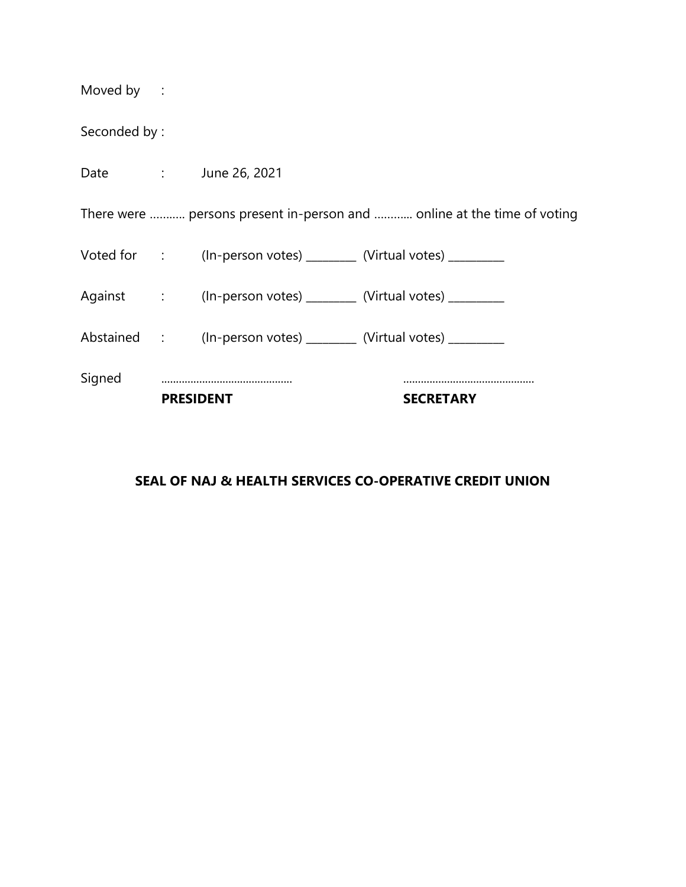Moved by :

Seconded by :

Date : June 26, 2021

There were ……….. persons present in-person and ………… online at the time of voting

Voted for : (In-person votes) _________ (Virtual votes) __________

Against : (In-person votes) _________ (Virtual votes) __________

Abstained : (In-person votes) _________ (Virtual votes) __________

Signed ……………………………………… ………………………………………

**PRESIDENT** **SECRETARY**

**SEAL OF NAJ & HEALTH SERVICES CO-OPERATIVE CREDIT UNION**